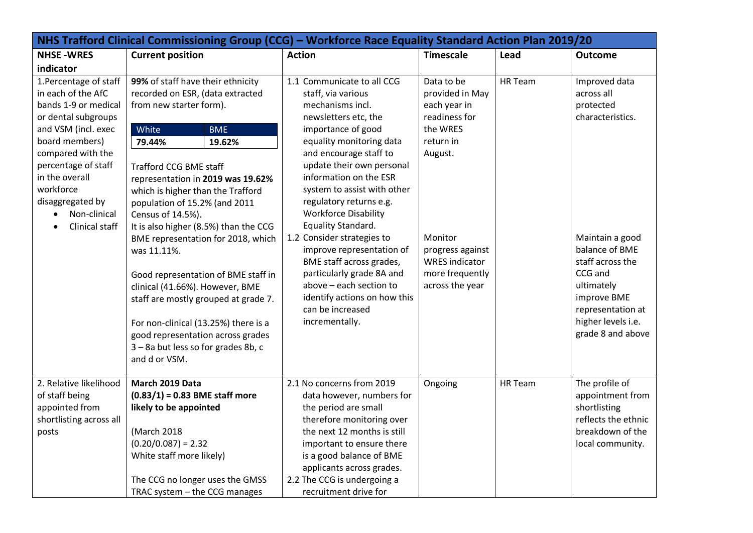| NHS Trafford Clinical Commissioning Group (CCG) – Workforce Race Equality Standard Action Plan 2019/20 | | | | | |
|---|---|---|---|---|---|
| **NHSE -WRES indicator** | **Current position** | **Action** | **Timescale** | **Lead** | **Outcome** |
| 1.Percentage of staff in each of the AfC bands 1-9 or medical or dental subgroups and VSM (incl. exec board members) compared with the percentage of staff in the overall workforce disaggregated by<br>• Non-clinical<br>• Clinical staff | **99%** of staff have their ethnicity recorded on ESR, (data extracted from new starter form).<br><br>White: **79.44%** / BME: **19.62%**<br><br>Trafford CCG BME staff representation in **2019 was 19.62%** which is higher than the Trafford population of 15.2% (and 2011 Census of 14.5%).<br>It is also higher (8.5%) than the CCG BME representation for 2018, which was 11.11%.<br><br>Good representation of BME staff in clinical (41.66%). However, BME staff are mostly grouped at grade 7.<br><br>For non-clinical (13.25%) there is a good representation across grades 3 – 8a but less so for grades 8b, c and d or VSM. | 1.1 Communicate to all CCG staff, via various mechanisms incl. newsletters etc, the importance of good equality monitoring data and encourage staff to update their own personal information on the ESR system to assist with other regulatory returns e.g. Workforce Disability Equality Standard.<br>1.2 Consider strategies to improve representation of BME staff across grades, particularly grade 8A and above – each section to identify actions on how this can be increased incrementally. | Data to be provided in May each year in readiness for the WRES return in August.<br><br>Monitor progress against WRES indicator more frequently across the year | HR Team | Improved data across all protected characteristics.<br><br>Maintain a good balance of BME staff across the CCG and ultimately improve BME representation at higher levels i.e. grade 8 and above |
| 2. Relative likelihood of staff being appointed from shortlisting across all posts | **March 2019 Data**<br>**(0.83/1) = 0.83 BME staff more likely to be appointed**<br><br>(March 2018<br>(0.20/0.087) = 2.32<br>White staff more likely)<br><br>The CCG no longer uses the GMSS TRAC system – the CCG manages | 2.1 No concerns from 2019 data however, numbers for the period are small therefore monitoring over the next 12 months is still important to ensure there is a good balance of BME applicants across grades.<br>2.2 The CCG is undergoing a recruitment drive for | Ongoing | HR Team | The profile of appointment from shortlisting reflects the ethnic breakdown of the local community. |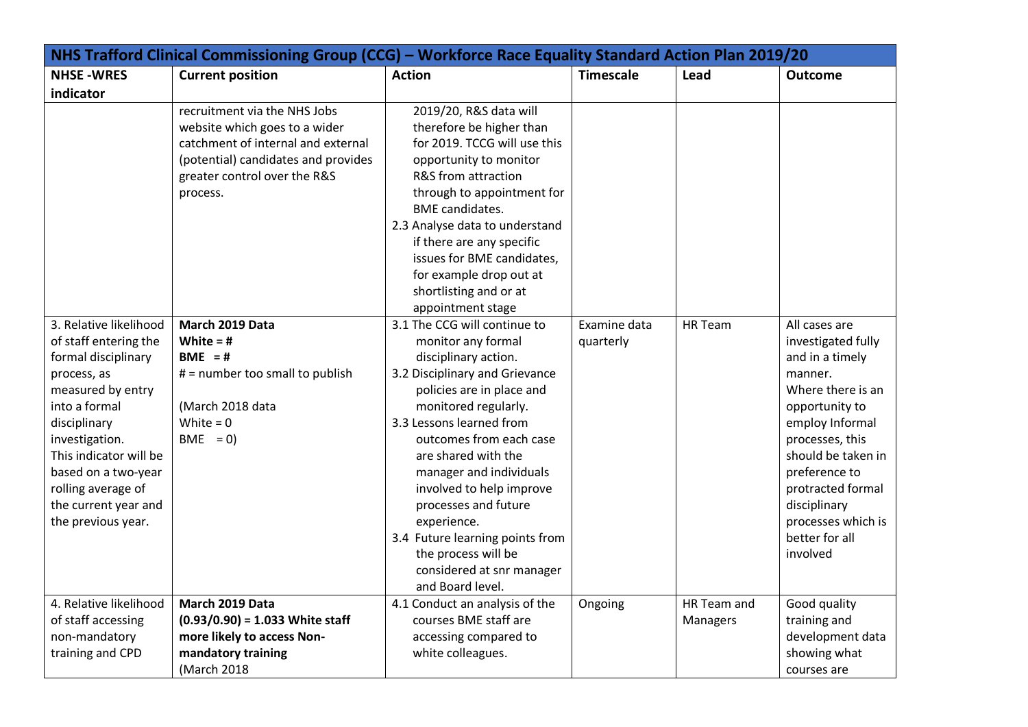| NHS Trafford Clinical Commissioning Group (CCG) – Workforce Race Equality Standard Action Plan 2019/20 | | | | | |
|---|---|---|---|---|---|
| **NHSE -WRES indicator** | **Current position** | **Action** | **Timescale** | **Lead** | **Outcome** |
| | recruitment via the NHS Jobs website which goes to a wider catchment of internal and external (potential) candidates and provides greater control over the R&S process. | 2019/20, R&S data will therefore be higher than for 2019. TCCG will use this opportunity to monitor R&S from attraction through to appointment for BME candidates.<br>2.3 Analyse data to understand if there are any specific issues for BME candidates, for example drop out at shortlisting and or at appointment stage | | | |
| 3. Relative likelihood of staff entering the formal disciplinary process, as measured by entry into a formal disciplinary investigation. This indicator will be based on a two-year rolling average of the current year and the previous year. | **March 2019 Data**<br>**White = #**<br>**BME = #**<br># = number too small to publish<br><br>(March 2018 data<br>White = 0<br>BME = 0) | 3.1 The CCG will continue to monitor any formal disciplinary action.<br>3.2 Disciplinary and Grievance policies are in place and monitored regularly.<br>3.3 Lessons learned from outcomes from each case are shared with the manager and individuals involved to help improve processes and future experience.<br>3.4 Future learning points from the process will be considered at snr manager and Board level. | Examine data quarterly | HR Team | All cases are investigated fully and in a timely manner.<br>Where there is an opportunity to employ Informal processes, this should be taken in preference to protracted formal disciplinary processes which is better for all involved |
| 4. Relative likelihood of staff accessing non-mandatory training and CPD | **March 2019 Data**<br>**(0.93/0.90) = 1.033 White staff more likely to access Non-mandatory training**<br>(March 2018 | 4.1 Conduct an analysis of the courses BME staff are accessing compared to white colleagues. | Ongoing | HR Team and Managers | Good quality training and development data showing what courses are |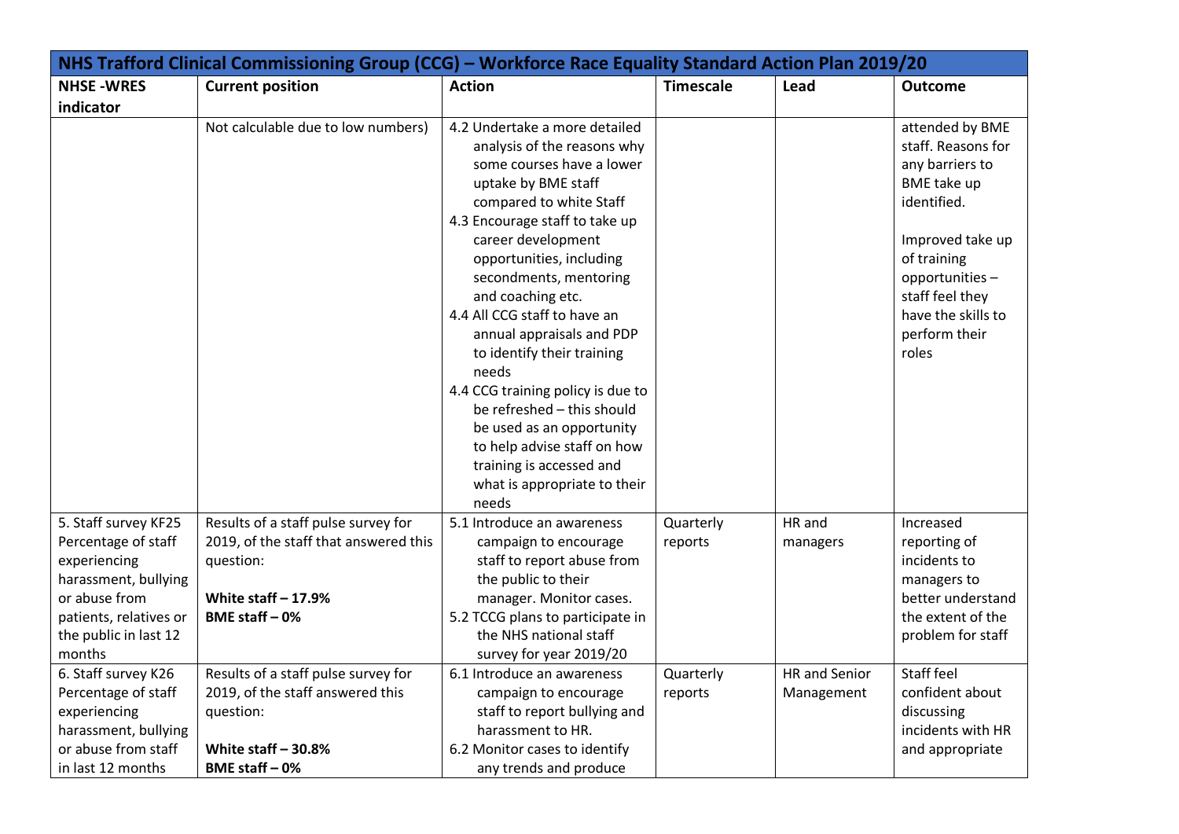| NHS Trafford Clinical Commissioning Group (CCG) – Workforce Race Equality Standard Action Plan 2019/20 | | | | | |
|---|---|---|---|---|---|
| **NHSE -WRES indicator** | **Current position** | **Action** | **Timescale** | **Lead** | **Outcome** |
| | Not calculable due to low numbers) | 4.2 Undertake a more detailed analysis of the reasons why some courses have a lower uptake by BME staff compared to white Staff<br>4.3 Encourage staff to take up career development opportunities, including secondments, mentoring and coaching etc.<br>4.4 All CCG staff to have an annual appraisals and PDP to identify their training needs<br>4.4 CCG training policy is due to be refreshed – this should be used as an opportunity to help advise staff on how training is accessed and what is appropriate to their needs | | | attended by BME staff. Reasons for any barriers to BME take up identified.<br><br>Improved take up of training opportunities – staff feel they have the skills to perform their roles |
| 5. Staff survey KF25 Percentage of staff experiencing harassment, bullying or abuse from patients, relatives or the public in last 12 months | Results of a staff pulse survey for 2019, of the staff that answered this question:<br><br>**White staff – 17.9%**<br>**BME staff – 0%** | 5.1 Introduce an awareness campaign to encourage staff to report abuse from the public to their manager. Monitor cases.<br>5.2 TCCG plans to participate in the NHS national staff survey for year 2019/20 | Quarterly reports | HR and managers | Increased reporting of incidents to managers to better understand the extent of the problem for staff |
| 6. Staff survey K26 Percentage of staff experiencing harassment, bullying or abuse from staff in last 12 months | Results of a staff pulse survey for 2019, of the staff answered this question:<br><br>**White staff – 30.8%**<br>**BME staff – 0%** | 6.1 Introduce an awareness campaign to encourage staff to report bullying and harassment to HR.<br>6.2 Monitor cases to identify any trends and produce | Quarterly reports | HR and Senior Management | Staff feel confident about discussing incidents with HR and appropriate |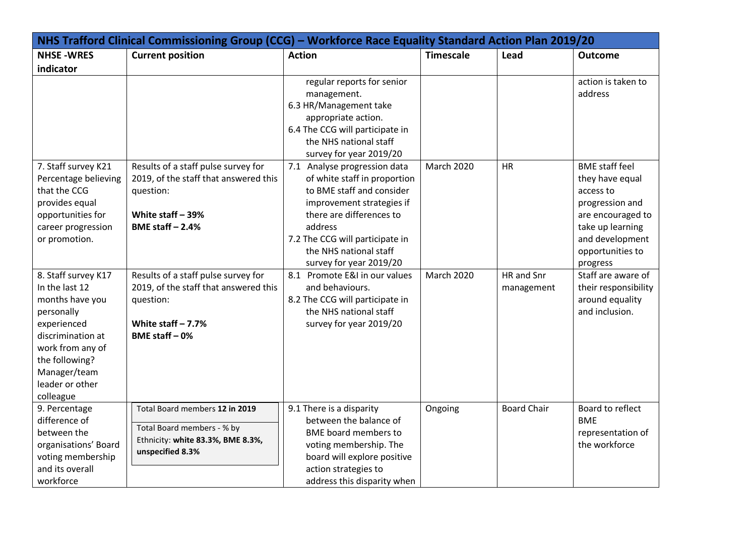| NHS Trafford Clinical Commissioning Group (CCG) – Workforce Race Equality Standard Action Plan 2019/20 | | | | | |
|---|---|---|---|---|---|
| **NHSE -WRES indicator** | **Current position** | **Action** | **Timescale** | **Lead** | **Outcome** |
| | | regular reports for senior management.<br>6.3 HR/Management take appropriate action.<br>6.4 The CCG will participate in the NHS national staff survey for year 2019/20 | | | action is taken to address |
| 7. Staff survey K21 Percentage believing that the CCG provides equal opportunities for career progression or promotion. | Results of a staff pulse survey for 2019, of the staff that answered this question:<br><br>**White staff – 39%**<br>**BME staff – 2.4%** | 7.1 Analyse progression data of white staff in proportion to BME staff and consider improvement strategies if there are differences to address<br>7.2 The CCG will participate in the NHS national staff survey for year 2019/20 | March 2020 | HR | BME staff feel they have equal access to progression and are encouraged to take up learning and development opportunities to progress |
| 8. Staff survey K17 In the last 12 months have you personally experienced discrimination at work from any of the following? Manager/team leader or other colleague | Results of a staff pulse survey for 2019, of the staff that answered this question:<br><br>**White staff – 7.7%**<br>**BME staff – 0%** | 8.1 Promote E&I in our values and behaviours.<br>8.2 The CCG will participate in the NHS national staff survey for year 2019/20 | March 2020 | HR and Snr management | Staff are aware of their responsibility around equality and inclusion. |
| 9. Percentage difference of between the organisations' Board voting membership and its overall workforce | Total Board members **12 in 2019**<br><br>Total Board members - % by Ethnicity: **white 83.3%, BME 8.3%, unspecified 8.3%** | 9.1 There is a disparity between the balance of BME board members to voting membership. The board will explore positive action strategies to address this disparity when | Ongoing | Board Chair | Board to reflect BME representation of the workforce |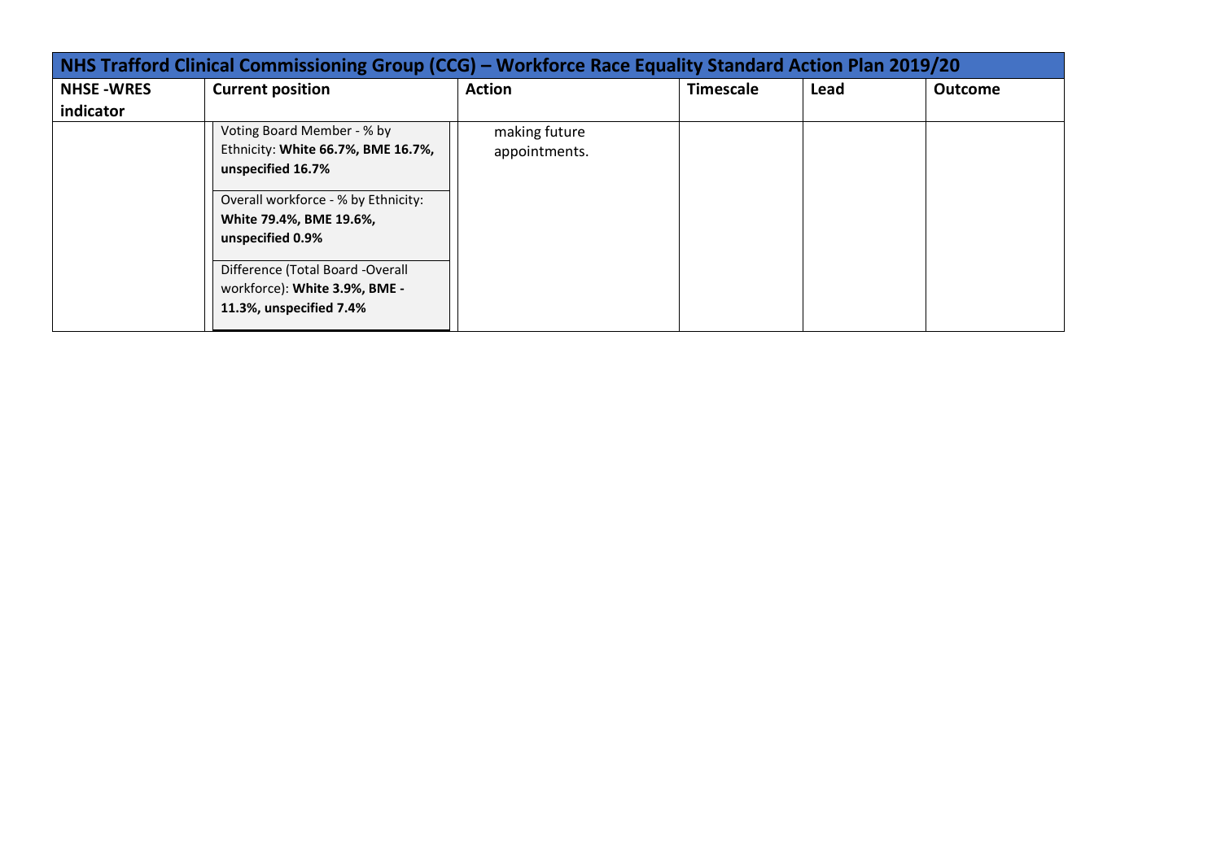| NHS Trafford Clinical Commissioning Group (CCG) – Workforce Race Equality Standard Action Plan 2019/20 | | | | | |
|---|---|---|---|---|---|
| **NHSE -WRES indicator** | **Current position** | **Action** | **Timescale** | **Lead** | **Outcome** |
| | Voting Board Member - % by Ethnicity: **White 66.7%, BME 16.7%, unspecified 16.7%**<br><br>Overall workforce - % by Ethnicity: **White 79.4%, BME 19.6%, unspecified 0.9%**<br><br>Difference (Total Board -Overall workforce): **White 3.9%, BME -11.3%, unspecified 7.4%** | making future appointments. | | | |